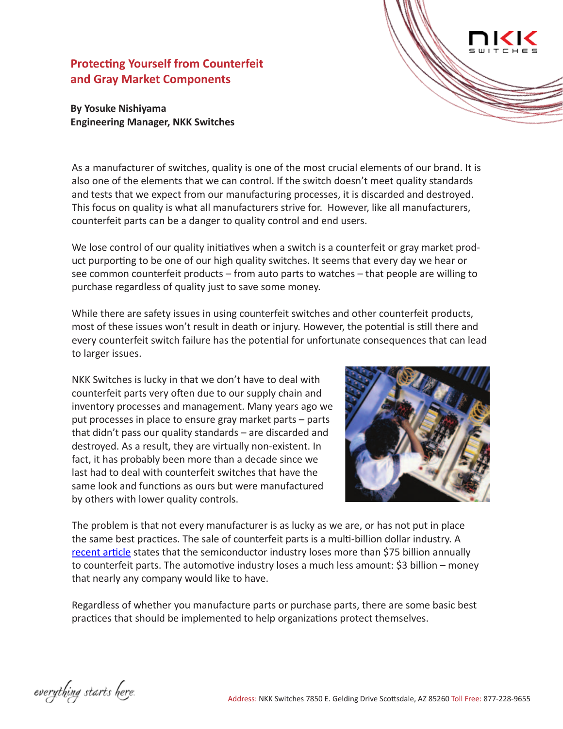# Protecting Yourself from Counterfeit and Gray Market Components

**By Yosuke Nishiyama**
**Engineering Manager, NKK Switches**

As a manufacturer of switches, quality is one of the most crucial elements of our brand. It is also one of the elements that we can control. If the switch doesn't meet quality standards and tests that we expect from our manufacturing processes, it is discarded and destroyed. This focus on quality is what all manufacturers strive for. However, like all manufacturers, counterfeit parts can be a danger to quality control and end users.

We lose control of our quality initiatives when a switch is a counterfeit or gray market product purporting to be one of our high quality switches. It seems that every day we hear or see common counterfeit products – from auto parts to watches – that people are willing to purchase regardless of quality just to save some money.

While there are safety issues in using counterfeit switches and other counterfeit products, most of these issues won't result in death or injury. However, the potential is still there and every counterfeit switch failure has the potential for unfortunate consequences that can lead to larger issues.

NKK Switches is lucky in that we don't have to deal with counterfeit parts very often due to our supply chain and inventory processes and management. Many years ago we put processes in place to ensure gray market parts – parts that didn't pass our quality standards – are discarded and destroyed. As a result, they are virtually non-existent. In fact, it has probably been more than a decade since we last had to deal with counterfeit switches that have the same look and functions as ours but were manufactured by others with lower quality controls.

The problem is that not every manufacturer is as lucky as we are, or has not put in place the same best practices. The sale of counterfeit parts is a multi-billion dollar industry. A recent article states that the semiconductor industry loses more than $75 billion annually to counterfeit parts. The automotive industry loses a much less amount: $3 billion – money that nearly any company would like to have.

Regardless of whether you manufacture parts or purchase parts, there are some basic best practices that should be implemented to help organizations protect themselves.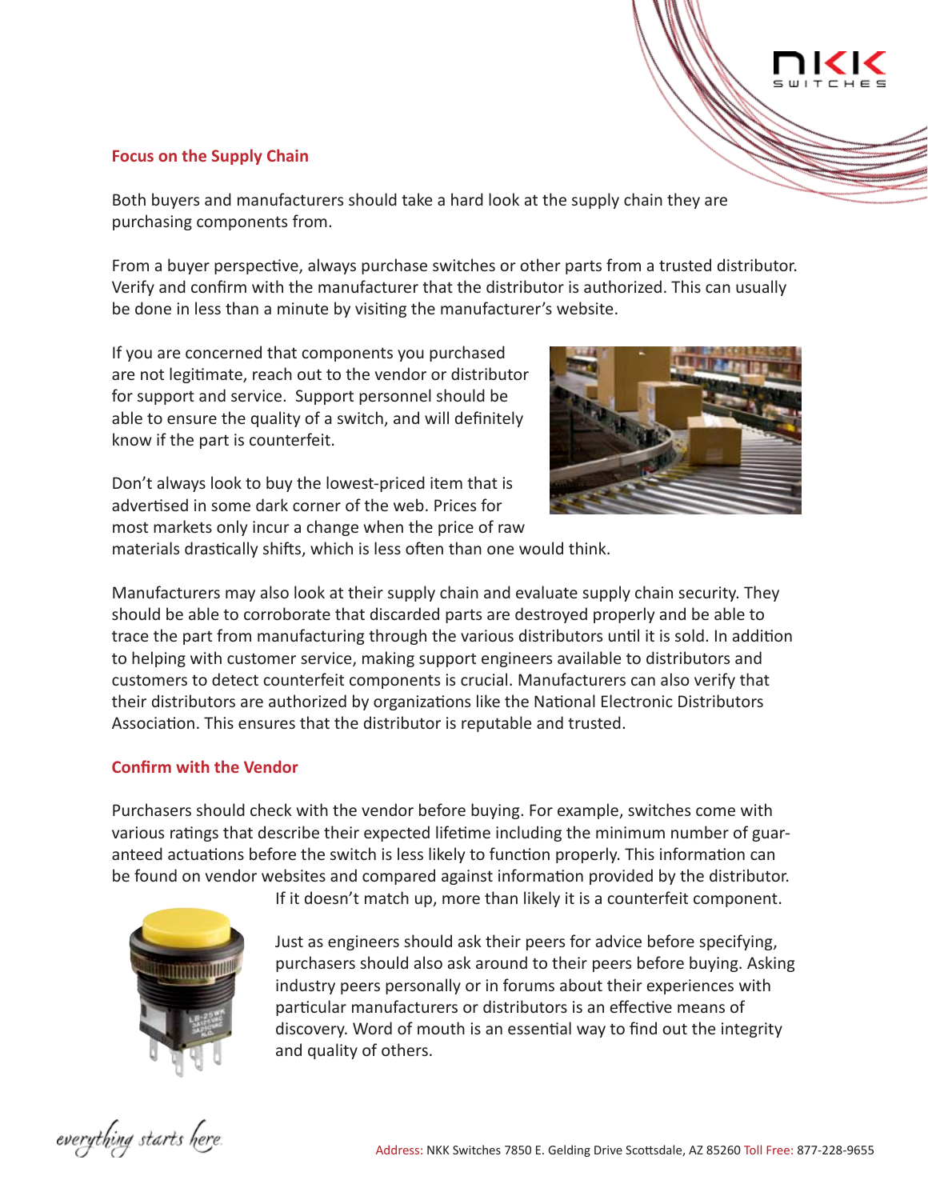## Focus on the Supply Chain

Both buyers and manufacturers should take a hard look at the supply chain they are purchasing components from.

From a buyer perspective, always purchase switches or other parts from a trusted distributor. Verify and confirm with the manufacturer that the distributor is authorized. This can usually be done in less than a minute by visiting the manufacturer's website.

If you are concerned that components you purchased are not legitimate, reach out to the vendor or distributor for support and service. Support personnel should be able to ensure the quality of a switch, and will definitely know if the part is counterfeit.

Don't always look to buy the lowest-priced item that is advertised in some dark corner of the web. Prices for most markets only incur a change when the price of raw materials drastically shifts, which is less often than one would think.

Manufacturers may also look at their supply chain and evaluate supply chain security. They should be able to corroborate that discarded parts are destroyed properly and be able to trace the part from manufacturing through the various distributors until it is sold. In addition to helping with customer service, making support engineers available to distributors and customers to detect counterfeit components is crucial. Manufacturers can also verify that their distributors are authorized by organizations like the National Electronic Distributors Association. This ensures that the distributor is reputable and trusted.

## Confirm with the Vendor

Purchasers should check with the vendor before buying. For example, switches come with various ratings that describe their expected lifetime including the minimum number of guaranteed actuations before the switch is less likely to function properly. This information can be found on vendor websites and compared against information provided by the distributor. If it doesn't match up, more than likely it is a counterfeit component.

Just as engineers should ask their peers for advice before specifying, purchasers should also ask around to their peers before buying. Asking industry peers personally or in forums about their experiences with particular manufacturers or distributors is an effective means of discovery. Word of mouth is an essential way to find out the integrity and quality of others.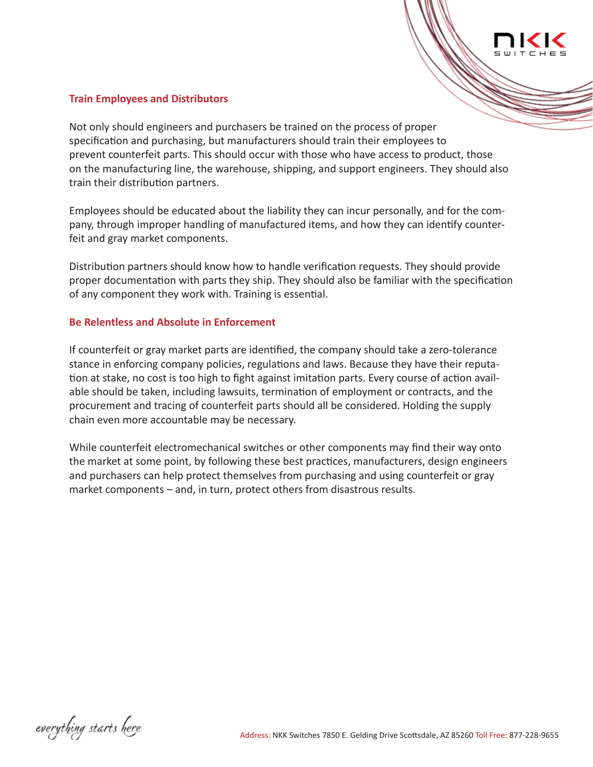## Train Employees and Distributors

Not only should engineers and purchasers be trained on the process of proper specification and purchasing, but manufacturers should train their employees to prevent counterfeit parts. This should occur with those who have access to product, those on the manufacturing line, the warehouse, shipping, and support engineers. They should also train their distribution partners.

Employees should be educated about the liability they can incur personally, and for the company, through improper handling of manufactured items, and how they can identify counterfeit and gray market components.

Distribution partners should know how to handle verification requests. They should provide proper documentation with parts they ship. They should also be familiar with the specification of any component they work with. Training is essential.

## Be Relentless and Absolute in Enforcement

If counterfeit or gray market parts are identified, the company should take a zero-tolerance stance in enforcing company policies, regulations and laws. Because they have their reputation at stake, no cost is too high to fight against imitation parts. Every course of action available should be taken, including lawsuits, termination of employment or contracts, and the procurement and tracing of counterfeit parts should all be considered. Holding the supply chain even more accountable may be necessary.

While counterfeit electromechanical switches or other components may find their way onto the market at some point, by following these best practices, manufacturers, design engineers and purchasers can help protect themselves from purchasing and using counterfeit or gray market components – and, in turn, protect others from disastrous results.